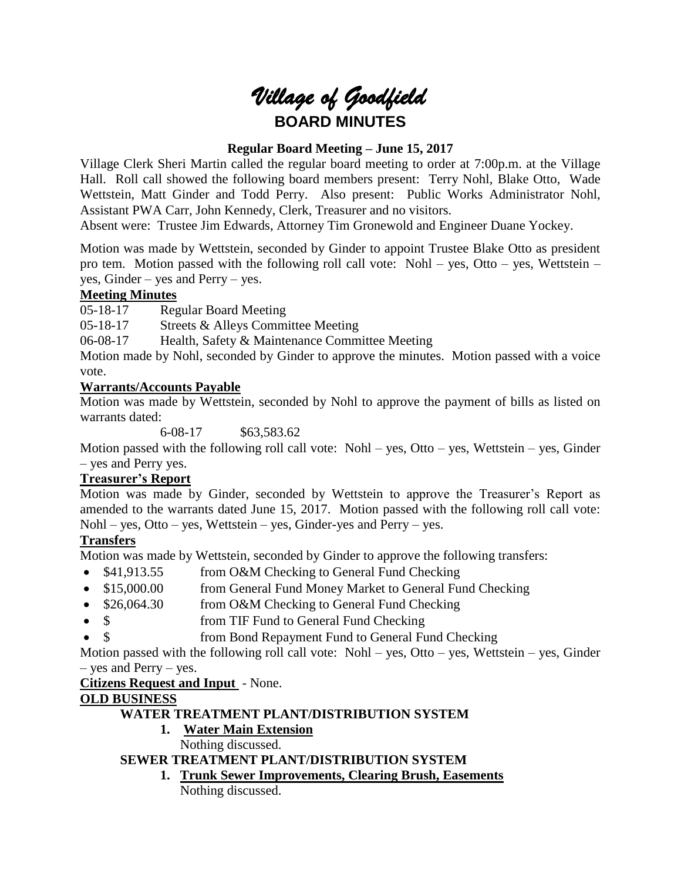# *Village of Goodfield*

## BOARD MINUTES

### Regular Board Meeting – June 15, 2017

Village Clerk Sheri Martin called the regular board meeting to order at 7:00p.m. at the Village Hall. Roll call showed the following board members present: Terry Nohl, Blake Otto, Wade Wettstein, Matt Ginder and Todd Perry. Also present: Public Works Administrator Nohl, Assistant PWA Carr, John Kennedy, Clerk, Treasurer and no visitors.

Absent were: Trustee Jim Edwards, Attorney Tim Gronewold and Engineer Duane Yockey.

Motion was made by Wettstein, seconded by Ginder to appoint Trustee Blake Otto as president pro tem. Motion passed with the following roll call vote: Nohl – yes, Otto – yes, Wettstein – yes, Ginder – yes and Perry – yes.

**Meeting Minutes**

05-18-17 Regular Board Meeting

05-18-17 Streets & Alleys Committee Meeting

06-08-17 Health, Safety & Maintenance Committee Meeting

Motion made by Nohl, seconded by Ginder to approve the minutes. Motion passed with a voice vote.

**Warrants/Accounts Payable**

Motion was made by Wettstein, seconded by Nohl to approve the payment of bills as listed on warrants dated:

6-08-17 $63,583.62

Motion passed with the following roll call vote: Nohl – yes, Otto – yes, Wettstein – yes, Ginder – yes and Perry yes.

**Treasurer's Report**

Motion was made by Ginder, seconded by Wettstein to approve the Treasurer's Report as amended to the warrants dated June 15, 2017. Motion passed with the following roll call vote: Nohl – yes, Otto – yes, Wettstein – yes, Ginder-yes and Perry – yes.

**Transfers**

Motion was made by Wettstein, seconded by Ginder to approve the following transfers:

- $41,913.55 from O&M Checking to General Fund Checking
- $15,000.00 from General Fund Money Market to General Fund Checking
- $26,064.30 from O&M Checking to General Fund Checking
- $ from TIF Fund to General Fund Checking
- $ from Bond Repayment Fund to General Fund Checking

Motion passed with the following roll call vote: Nohl – yes, Otto – yes, Wettstein – yes, Ginder – yes and Perry – yes.

**Citizens Request and Input** - None.

**OLD BUSINESS**

**WATER TREATMENT PLANT/DISTRIBUTION SYSTEM**

1. **Water Main Extension**

   Nothing discussed.

**SEWER TREATMENT PLANT/DISTRIBUTION SYSTEM**

1. **Trunk Sewer Improvements, Clearing Brush, Easements**

   Nothing discussed.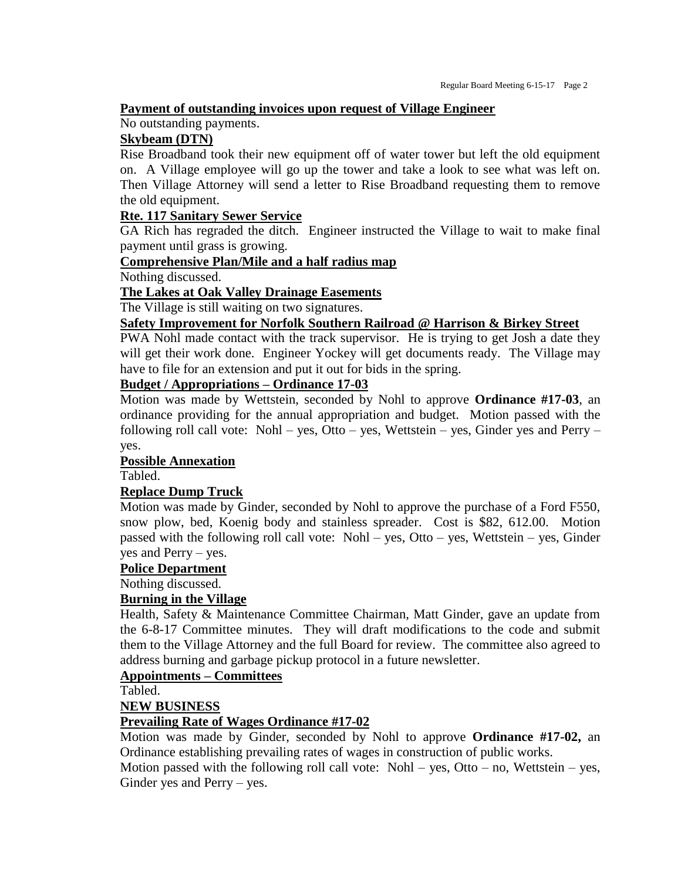**Payment of outstanding invoices upon request of Village Engineer**

No outstanding payments.

**Skybeam (DTN)**

Rise Broadband took their new equipment off of water tower but left the old equipment on. A Village employee will go up the tower and take a look to see what was left on. Then Village Attorney will send a letter to Rise Broadband requesting them to remove the old equipment.

**Rte. 117 Sanitary Sewer Service**

GA Rich has regraded the ditch. Engineer instructed the Village to wait to make final payment until grass is growing.

**Comprehensive Plan/Mile and a half radius map**

Nothing discussed.

**The Lakes at Oak Valley Drainage Easements**

The Village is still waiting on two signatures.

**Safety Improvement for Norfolk Southern Railroad @ Harrison & Birkey Street**

PWA Nohl made contact with the track supervisor. He is trying to get Josh a date they will get their work done. Engineer Yockey will get documents ready. The Village may have to file for an extension and put it out for bids in the spring.

**Budget / Appropriations – Ordinance 17-03**

Motion was made by Wettstein, seconded by Nohl to approve **Ordinance #17-03**, an ordinance providing for the annual appropriation and budget. Motion passed with the following roll call vote: Nohl – yes, Otto – yes, Wettstein – yes, Ginder yes and Perry – yes.

**Possible Annexation**

Tabled.

**Replace Dump Truck**

Motion was made by Ginder, seconded by Nohl to approve the purchase of a Ford F550, snow plow, bed, Koenig body and stainless spreader. Cost is $82, 612.00. Motion passed with the following roll call vote: Nohl – yes, Otto – yes, Wettstein – yes, Ginder yes and Perry – yes.

**Police Department**

Nothing discussed.

**Burning in the Village**

Health, Safety & Maintenance Committee Chairman, Matt Ginder, gave an update from the 6-8-17 Committee minutes. They will draft modifications to the code and submit them to the Village Attorney and the full Board for review. The committee also agreed to address burning and garbage pickup protocol in a future newsletter.

**Appointments – Committees**

Tabled.

**NEW BUSINESS**

**Prevailing Rate of Wages Ordinance #17-02**

Motion was made by Ginder, seconded by Nohl to approve **Ordinance #17-02,** an Ordinance establishing prevailing rates of wages in construction of public works.

Motion passed with the following roll call vote: Nohl – yes, Otto – no, Wettstein – yes, Ginder yes and Perry – yes.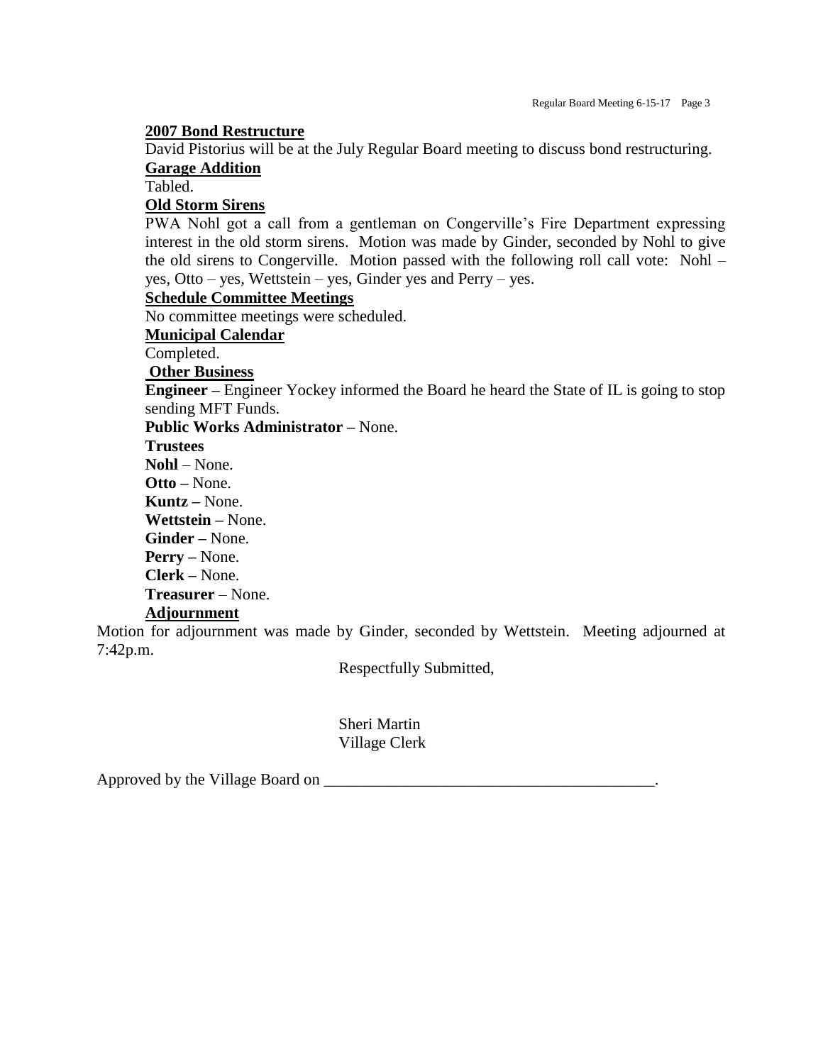**2007 Bond Restructure**

David Pistorius will be at the July Regular Board meeting to discuss bond restructuring.

**Garage Addition**

Tabled.

**Old Storm Sirens**

PWA Nohl got a call from a gentleman on Congerville's Fire Department expressing interest in the old storm sirens. Motion was made by Ginder, seconded by Nohl to give the old sirens to Congerville. Motion passed with the following roll call vote: Nohl – yes, Otto – yes, Wettstein – yes, Ginder yes and Perry – yes.

**Schedule Committee Meetings**

No committee meetings were scheduled.

**Municipal Calendar**

Completed.

**Other Business**

**Engineer –** Engineer Yockey informed the Board he heard the State of IL is going to stop sending MFT Funds.

**Public Works Administrator –** None.

**Trustees**

**Nohl** – None.

**Otto –** None.

**Kuntz –** None.

**Wettstein –** None.

**Ginder –** None.

**Perry –** None.

**Clerk –** None.

**Treasurer** – None.

**Adjournment**

Motion for adjournment was made by Ginder, seconded by Wettstein. Meeting adjourned at 7:42p.m.

Respectfully Submitted,

Sheri Martin
Village Clerk

Approved by the Village Board on \_\_\_\_\_\_\_\_\_\_\_\_\_\_\_\_\_\_\_\_\_\_\_\_\_\_\_\_\_\_\_\_\_\_\_\_\_\_\_\_\_\_.